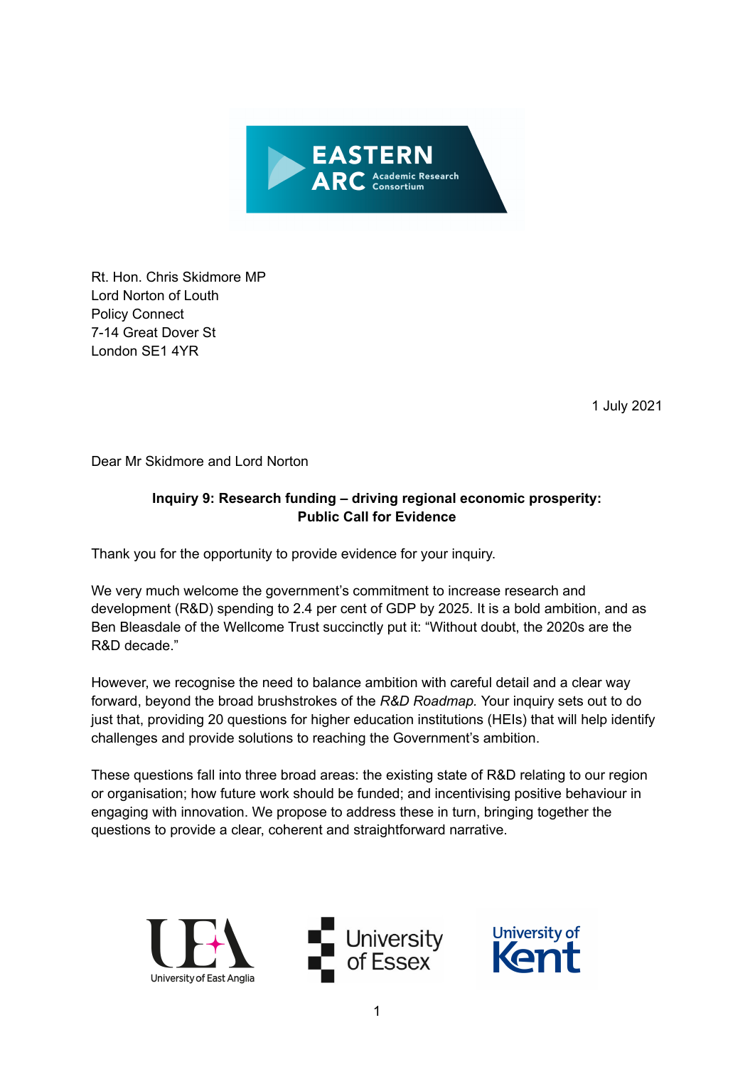Rt. Hon. Chris Skidmore MP
Lord Norton of Louth
Policy Connect
7-14 Great Dover St
London SE1 4YR

1 July 2021

Dear Mr Skidmore and Lord Norton

**Inquiry 9: Research funding – driving regional economic prosperity: Public Call for Evidence**

Thank you for the opportunity to provide evidence for your inquiry.

We very much welcome the government's commitment to increase research and development (R&D) spending to 2.4 per cent of GDP by 2025. It is a bold ambition, and as Ben Bleasdale of the Wellcome Trust succinctly put it: "Without doubt, the 2020s are the R&D decade."

However, we recognise the need to balance ambition with careful detail and a clear way forward, beyond the broad brushstrokes of the *R&D Roadmap*. Your inquiry sets out to do just that, providing 20 questions for higher education institutions (HEIs) that will help identify challenges and provide solutions to reaching the Government's ambition.

These questions fall into three broad areas: the existing state of R&D relating to our region or organisation; how future work should be funded; and incentivising positive behaviour in engaging with innovation. We propose to address these in turn, bringing together the questions to provide a clear, coherent and straightforward narrative.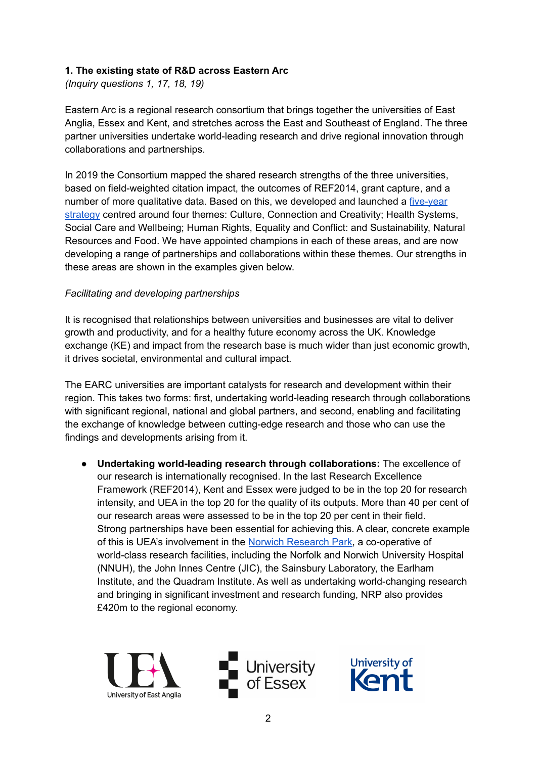### 1. The existing state of R&D across Eastern Arc

*(Inquiry questions 1, 17, 18, 19)*

Eastern Arc is a regional research consortium that brings together the universities of East Anglia, Essex and Kent, and stretches across the East and Southeast of England. The three partner universities undertake world-leading research and drive regional innovation through collaborations and partnerships.

In 2019 the Consortium mapped the shared research strengths of the three universities, based on field-weighted citation impact, the outcomes of REF2014, grant capture, and a number of more qualitative data. Based on this, we developed and launched a five-year strategy centred around four themes: Culture, Connection and Creativity; Health Systems, Social Care and Wellbeing; Human Rights, Equality and Conflict: and Sustainability, Natural Resources and Food. We have appointed champions in each of these areas, and are now developing a range of partnerships and collaborations within these themes. Our strengths in these areas are shown in the examples given below.

*Facilitating and developing partnerships*

It is recognised that relationships between universities and businesses are vital to deliver growth and productivity, and for a healthy future economy across the UK. Knowledge exchange (KE) and impact from the research base is much wider than just economic growth, it drives societal, environmental and cultural impact.

The EARC universities are important catalysts for research and development within their region. This takes two forms: first, undertaking world-leading research through collaborations with significant regional, national and global partners, and second, enabling and facilitating the exchange of knowledge between cutting-edge research and those who can use the findings and developments arising from it.

- **Undertaking world-leading research through collaborations:** The excellence of our research is internationally recognised. In the last Research Excellence Framework (REF2014), Kent and Essex were judged to be in the top 20 for research intensity, and UEA in the top 20 for the quality of its outputs. More than 40 per cent of our research areas were assessed to be in the top 20 per cent in their field. Strong partnerships have been essential for achieving this. A clear, concrete example of this is UEA's involvement in the Norwich Research Park, a co-operative of world-class research facilities, including the Norfolk and Norwich University Hospital (NNUH), the John Innes Centre (JIC), the Sainsbury Laboratory, the Earlham Institute, and the Quadram Institute. As well as undertaking world-changing research and bringing in significant investment and research funding, NRP also provides £420m to the regional economy.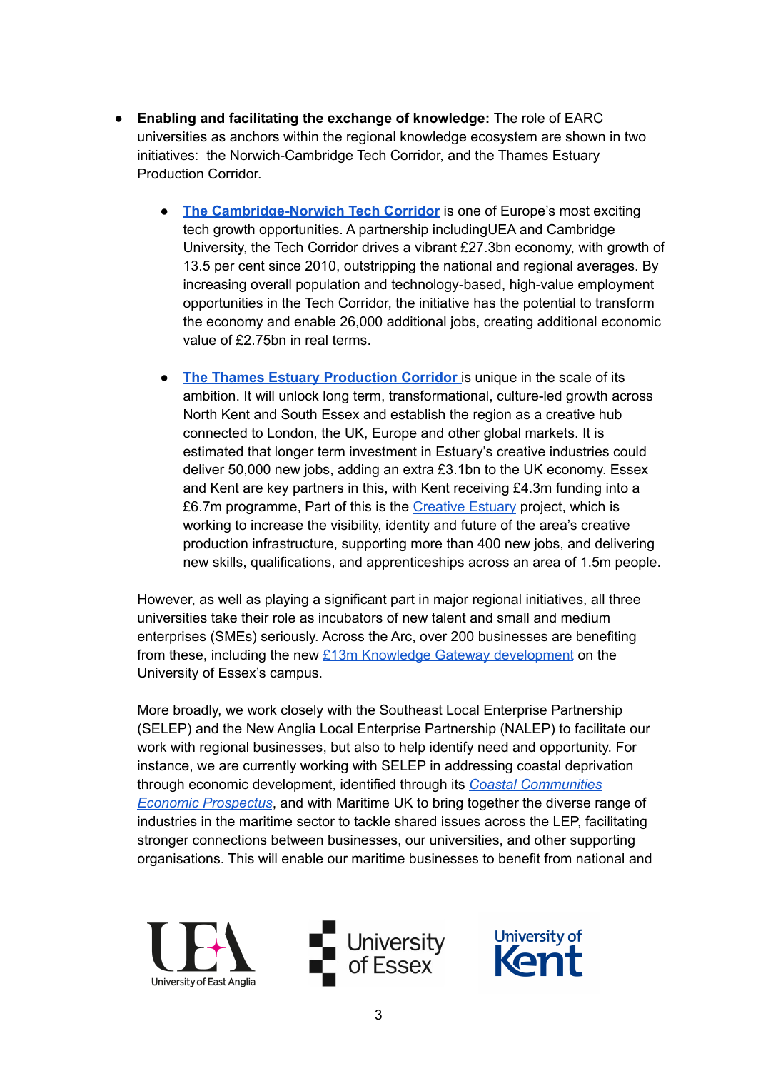- **Enabling and facilitating the exchange of knowledge:** The role of EARC universities as anchors within the regional knowledge ecosystem are shown in two initiatives: the Norwich-Cambridge Tech Corridor, and the Thames Estuary Production Corridor.

  - **The Cambridge-Norwich Tech Corridor** is one of Europe's most exciting tech growth opportunities. A partnership includingUEA and Cambridge University, the Tech Corridor drives a vibrant £27.3bn economy, with growth of 13.5 per cent since 2010, outstripping the national and regional averages. By increasing overall population and technology-based, high-value employment opportunities in the Tech Corridor, the initiative has the potential to transform the economy and enable 26,000 additional jobs, creating additional economic value of £2.75bn in real terms.

  - **The Thames Estuary Production Corridor** is unique in the scale of its ambition. It will unlock long term, transformational, culture-led growth across North Kent and South Essex and establish the region as a creative hub connected to London, the UK, Europe and other global markets. It is estimated that longer term investment in Estuary's creative industries could deliver 50,000 new jobs, adding an extra £3.1bn to the UK economy. Essex and Kent are key partners in this, with Kent receiving £4.3m funding into a £6.7m programme, Part of this is the Creative Estuary project, which is working to increase the visibility, identity and future of the area's creative production infrastructure, supporting more than 400 new jobs, and delivering new skills, qualifications, and apprenticeships across an area of 1.5m people.

However, as well as playing a significant part in major regional initiatives, all three universities take their role as incubators of new talent and small and medium enterprises (SMEs) seriously. Across the Arc, over 200 businesses are benefiting from these, including the new £13m Knowledge Gateway development on the University of Essex's campus.

More broadly, we work closely with the Southeast Local Enterprise Partnership (SELEP) and the New Anglia Local Enterprise Partnership (NALEP) to facilitate our work with regional businesses, but also to help identify need and opportunity. For instance, we are currently working with SELEP in addressing coastal deprivation through economic development, identified through its *Coastal Communities Economic Prospectus*, and with Maritime UK to bring together the diverse range of industries in the maritime sector to tackle shared issues across the LEP, facilitating stronger connections between businesses, our universities, and other supporting organisations. This will enable our maritime businesses to benefit from national and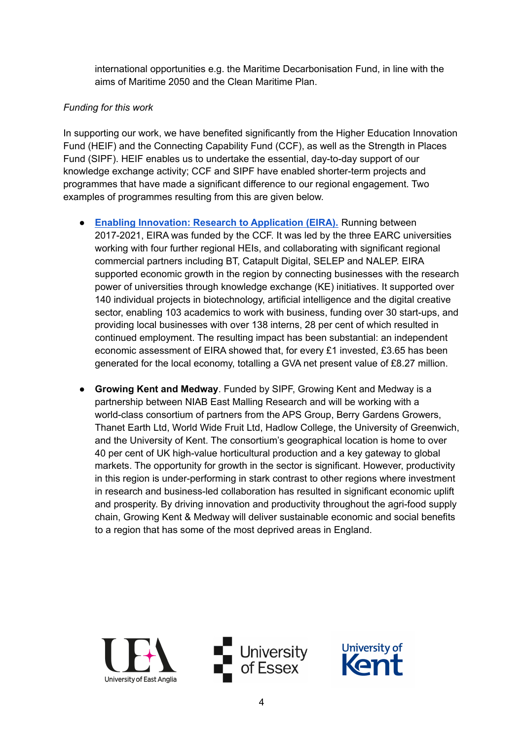international opportunities e.g. the Maritime Decarbonisation Fund, in line with the aims of Maritime 2050 and the Clean Maritime Plan.

*Funding for this work*

In supporting our work, we have benefited significantly from the Higher Education Innovation Fund (HEIF) and the Connecting Capability Fund (CCF), as well as the Strength in Places Fund (SIPF). HEIF enables us to undertake the essential, day-to-day support of our knowledge exchange activity; CCF and SIPF have enabled shorter-term projects and programmes that have made a significant difference to our regional engagement. Two examples of programmes resulting from this are given below.

- **Enabling Innovation: Research to Application (EIRA).** Running between 2017-2021, EIRA was funded by the CCF. It was led by the three EARC universities working with four further regional HEIs, and collaborating with significant regional commercial partners including BT, Catapult Digital, SELEP and NALEP. EIRA supported economic growth in the region by connecting businesses with the research power of universities through knowledge exchange (KE) initiatives. It supported over 140 individual projects in biotechnology, artificial intelligence and the digital creative sector, enabling 103 academics to work with business, funding over 30 start-ups, and providing local businesses with over 138 interns, 28 per cent of which resulted in continued employment. The resulting impact has been substantial: an independent economic assessment of EIRA showed that, for every £1 invested, £3.65 has been generated for the local economy, totalling a GVA net present value of £8.27 million.

- **Growing Kent and Medway**. Funded by SIPF, Growing Kent and Medway is a partnership between NIAB East Malling Research and will be working with a world-class consortium of partners from the APS Group, Berry Gardens Growers, Thanet Earth Ltd, World Wide Fruit Ltd, Hadlow College, the University of Greenwich, and the University of Kent. The consortium's geographical location is home to over 40 per cent of UK high-value horticultural production and a key gateway to global markets. The opportunity for growth in the sector is significant. However, productivity in this region is under-performing in stark contrast to other regions where investment in research and business-led collaboration has resulted in significant economic uplift and prosperity. By driving innovation and productivity throughout the agri-food supply chain, Growing Kent & Medway will deliver sustainable economic and social benefits to a region that has some of the most deprived areas in England.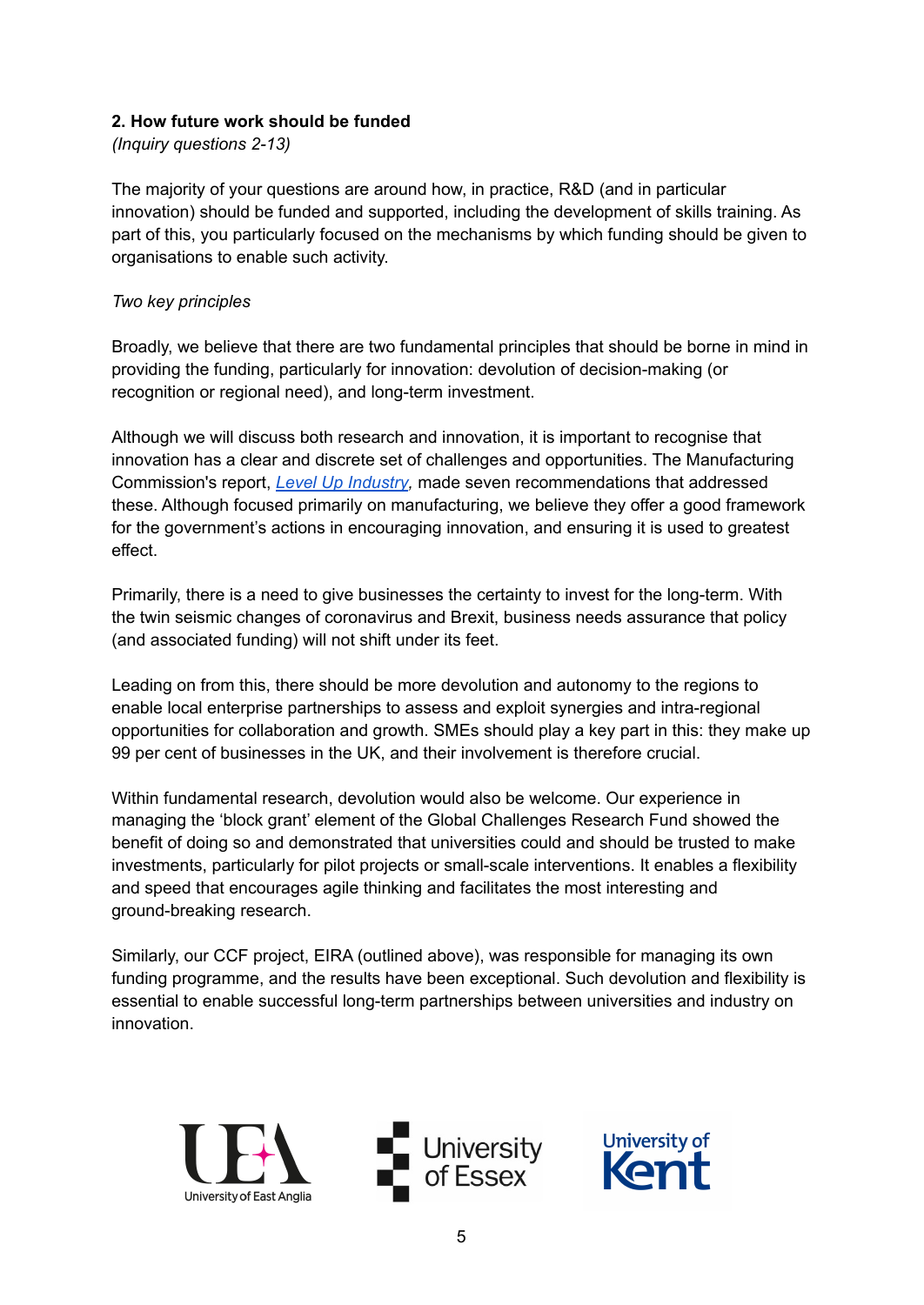**2. How future work should be funded**

*(Inquiry questions 2-13)*

The majority of your questions are around how, in practice, R&D (and in particular innovation) should be funded and supported, including the development of skills training. As part of this, you particularly focused on the mechanisms by which funding should be given to organisations to enable such activity.

*Two key principles*

Broadly, we believe that there are two fundamental principles that should be borne in mind in providing the funding, particularly for innovation: devolution of decision-making (or recognition or regional need), and long-term investment.

Although we will discuss both research and innovation, it is important to recognise that innovation has a clear and discrete set of challenges and opportunities. The Manufacturing Commission's report, *Level Up Industry*, made seven recommendations that addressed these. Although focused primarily on manufacturing, we believe they offer a good framework for the government's actions in encouraging innovation, and ensuring it is used to greatest effect.

Primarily, there is a need to give businesses the certainty to invest for the long-term. With the twin seismic changes of coronavirus and Brexit, business needs assurance that policy (and associated funding) will not shift under its feet.

Leading on from this, there should be more devolution and autonomy to the regions to enable local enterprise partnerships to assess and exploit synergies and intra-regional opportunities for collaboration and growth. SMEs should play a key part in this: they make up 99 per cent of businesses in the UK, and their involvement is therefore crucial.

Within fundamental research, devolution would also be welcome. Our experience in managing the 'block grant' element of the Global Challenges Research Fund showed the benefit of doing so and demonstrated that universities could and should be trusted to make investments, particularly for pilot projects or small-scale interventions. It enables a flexibility and speed that encourages agile thinking and facilitates the most interesting and ground-breaking research.

Similarly, our CCF project, EIRA (outlined above), was responsible for managing its own funding programme, and the results have been exceptional. Such devolution and flexibility is essential to enable successful long-term partnerships between universities and industry on innovation.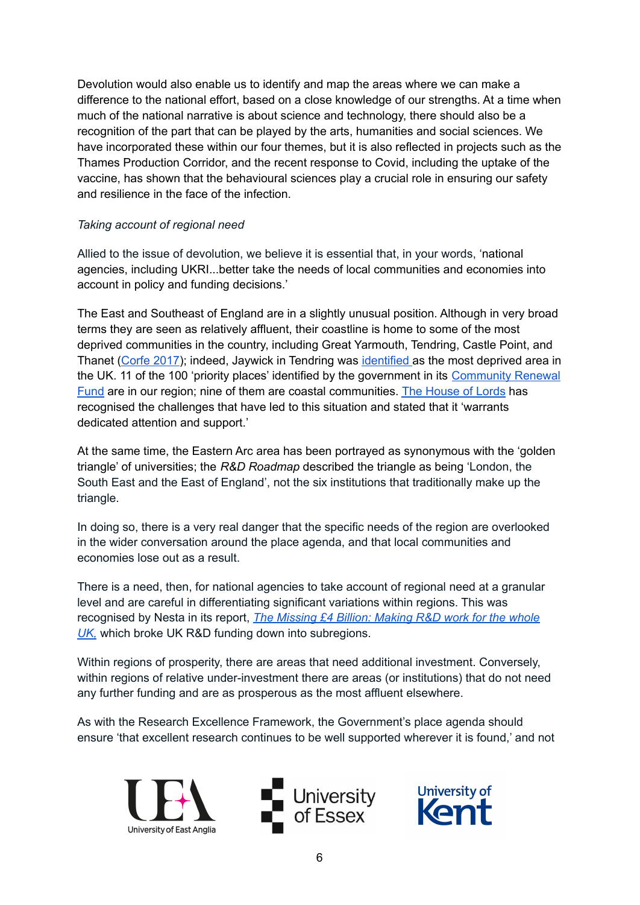Devolution would also enable us to identify and map the areas where we can make a difference to the national effort, based on a close knowledge of our strengths. At a time when much of the national narrative is about science and technology, there should also be a recognition of the part that can be played by the arts, humanities and social sciences. We have incorporated these within our four themes, but it is also reflected in projects such as the Thames Production Corridor, and the recent response to Covid, including the uptake of the vaccine, has shown that the behavioural sciences play a crucial role in ensuring our safety and resilience in the face of the infection.

*Taking account of regional need*

Allied to the issue of devolution, we believe it is essential that, in your words, 'national agencies, including UKRI...better take the needs of local communities and economies into account in policy and funding decisions.'

The East and Southeast of England are in a slightly unusual position. Although in very broad terms they are seen as relatively affluent, their coastline is home to some of the most deprived communities in the country, including Great Yarmouth, Tendring, Castle Point, and Thanet (Corfe 2017); indeed, Jaywick in Tendring was identified as the most deprived area in the UK. 11 of the 100 'priority places' identified by the government in its Community Renewal Fund are in our region; nine of them are coastal communities. The House of Lords has recognised the challenges that have led to this situation and stated that it 'warrants dedicated attention and support.'

At the same time, the Eastern Arc area has been portrayed as synonymous with the 'golden triangle' of universities; the *R&D Roadmap* described the triangle as being 'London, the South East and the East of England', not the six institutions that traditionally make up the triangle.

In doing so, there is a very real danger that the specific needs of the region are overlooked in the wider conversation around the place agenda, and that local communities and economies lose out as a result.

There is a need, then, for national agencies to take account of regional need at a granular level and are careful in differentiating significant variations within regions. This was recognised by Nesta in its report, *The Missing £4 Billion: Making R&D work for the whole UK,* which broke UK R&D funding down into subregions.

Within regions of prosperity, there are areas that need additional investment. Conversely, within regions of relative under-investment there are areas (or institutions) that do not need any further funding and are as prosperous as the most affluent elsewhere.

As with the Research Excellence Framework, the Government's place agenda should ensure 'that excellent research continues to be well supported wherever it is found,' and not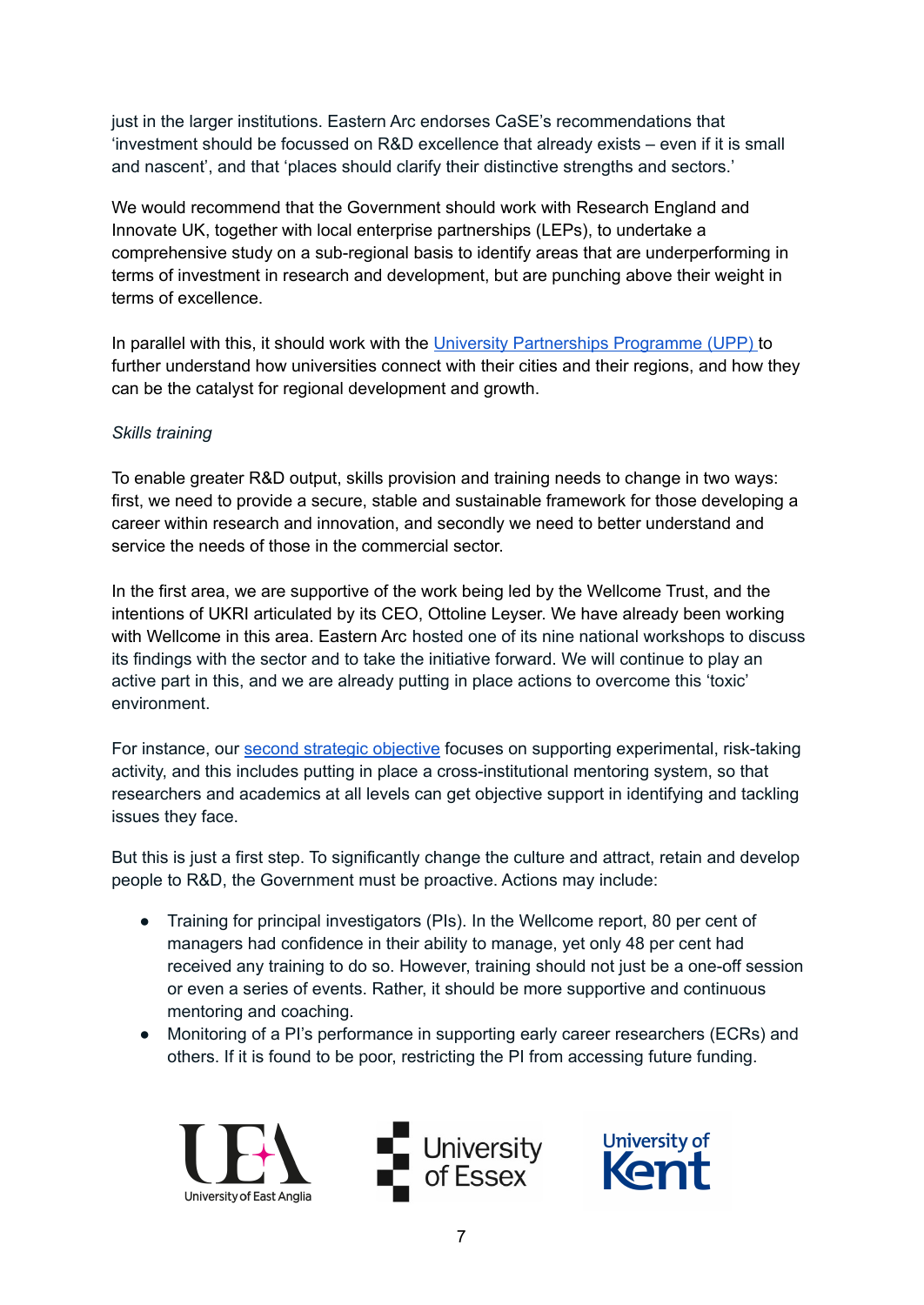just in the larger institutions. Eastern Arc endorses CaSE's recommendations that 'investment should be focussed on R&D excellence that already exists – even if it is small and nascent', and that 'places should clarify their distinctive strengths and sectors.'

We would recommend that the Government should work with Research England and Innovate UK, together with local enterprise partnerships (LEPs), to undertake a comprehensive study on a sub-regional basis to identify areas that are underperforming in terms of investment in research and development, but are punching above their weight in terms of excellence.

In parallel with this, it should work with the University Partnerships Programme (UPP) to further understand how universities connect with their cities and their regions, and how they can be the catalyst for regional development and growth.

*Skills training*

To enable greater R&D output, skills provision and training needs to change in two ways: first, we need to provide a secure, stable and sustainable framework for those developing a career within research and innovation, and secondly we need to better understand and service the needs of those in the commercial sector.

In the first area, we are supportive of the work being led by the Wellcome Trust, and the intentions of UKRI articulated by its CEO, Ottoline Leyser. We have already been working with Wellcome in this area. Eastern Arc hosted one of its nine national workshops to discuss its findings with the sector and to take the initiative forward. We will continue to play an active part in this, and we are already putting in place actions to overcome this 'toxic' environment.

For instance, our second strategic objective focuses on supporting experimental, risk-taking activity, and this includes putting in place a cross-institutional mentoring system, so that researchers and academics at all levels can get objective support in identifying and tackling issues they face.

But this is just a first step. To significantly change the culture and attract, retain and develop people to R&D, the Government must be proactive. Actions may include:

- Training for principal investigators (PIs). In the Wellcome report, 80 per cent of managers had confidence in their ability to manage, yet only 48 per cent had received any training to do so. However, training should not just be a one-off session or even a series of events. Rather, it should be more supportive and continuous mentoring and coaching.
- Monitoring of a PI's performance in supporting early career researchers (ECRs) and others. If it is found to be poor, restricting the PI from accessing future funding.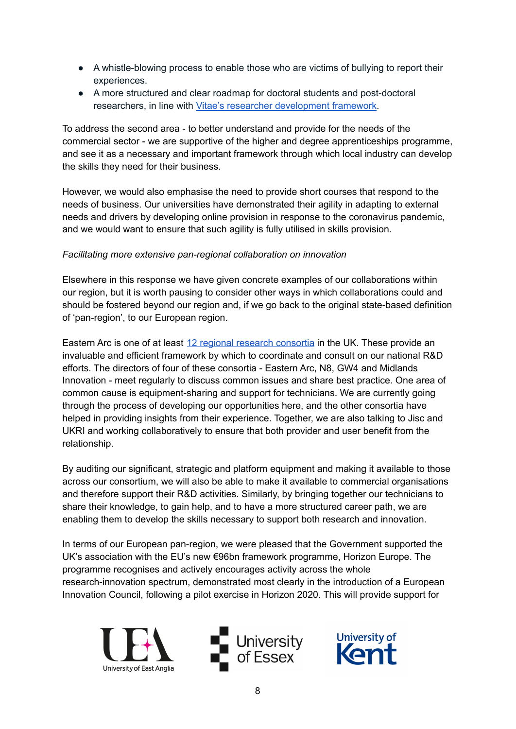- A whistle-blowing process to enable those who are victims of bullying to report their experiences.
- A more structured and clear roadmap for doctoral students and post-doctoral researchers, in line with [Vitae's researcher development framework](#).

To address the second area - to better understand and provide for the needs of the commercial sector - we are supportive of the higher and degree apprenticeships programme, and see it as a necessary and important framework through which local industry can develop the skills they need for their business.

However, we would also emphasise the need to provide short courses that respond to the needs of business. Our universities have demonstrated their agility in adapting to external needs and drivers by developing online provision in response to the coronavirus pandemic, and we would want to ensure that such agility is fully utilised in skills provision.

*Facilitating more extensive pan-regional collaboration on innovation*

Elsewhere in this response we have given concrete examples of our collaborations within our region, but it is worth pausing to consider other ways in which collaborations could and should be fostered beyond our region and, if we go back to the original state-based definition of 'pan-region', to our European region.

Eastern Arc is one of at least [12 regional research consortia](#) in the UK. These provide an invaluable and efficient framework by which to coordinate and consult on our national R&D efforts. The directors of four of these consortia - Eastern Arc, N8, GW4 and Midlands Innovation - meet regularly to discuss common issues and share best practice. One area of common cause is equipment-sharing and support for technicians. We are currently going through the process of developing our opportunities here, and the other consortia have helped in providing insights from their experience. Together, we are also talking to Jisc and UKRI and working collaboratively to ensure that both provider and user benefit from the relationship.

By auditing our significant, strategic and platform equipment and making it available to those across our consortium, we will also be able to make it available to commercial organisations and therefore support their R&D activities. Similarly, by bringing together our technicians to share their knowledge, to gain help, and to have a more structured career path, we are enabling them to develop the skills necessary to support both research and innovation.

In terms of our European pan-region, we were pleased that the Government supported the UK's association with the EU's new €96bn framework programme, Horizon Europe. The programme recognises and actively encourages activity across the whole research-innovation spectrum, demonstrated most clearly in the introduction of a European Innovation Council, following a pilot exercise in Horizon 2020. This will provide support for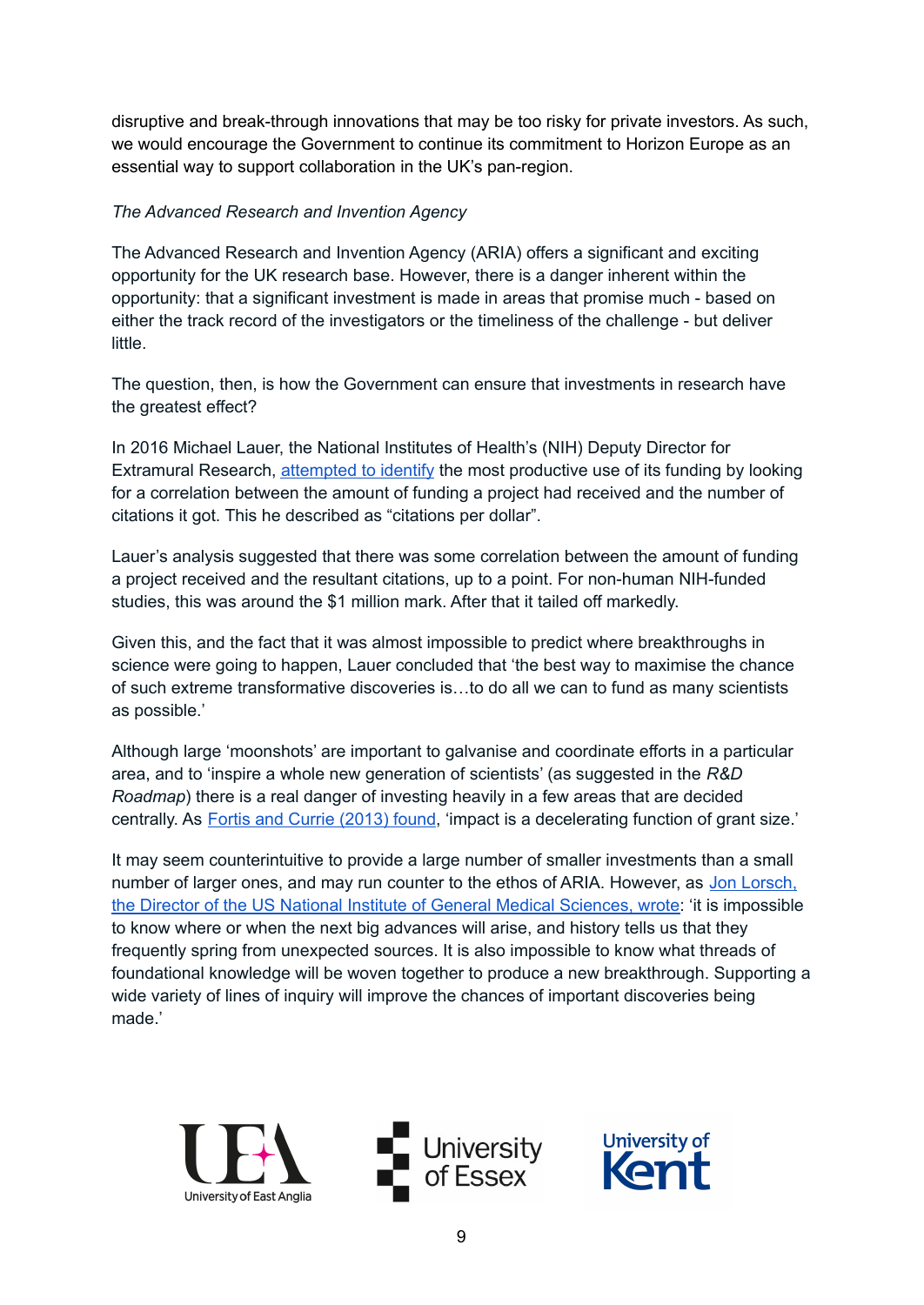disruptive and break-through innovations that may be too risky for private investors. As such, we would encourage the Government to continue its commitment to Horizon Europe as an essential way to support collaboration in the UK's pan-region.

*The Advanced Research and Invention Agency*

The Advanced Research and Invention Agency (ARIA) offers a significant and exciting opportunity for the UK research base. However, there is a danger inherent within the opportunity: that a significant investment is made in areas that promise much - based on either the track record of the investigators or the timeliness of the challenge - but deliver little.

The question, then, is how the Government can ensure that investments in research have the greatest effect?

In 2016 Michael Lauer, the National Institutes of Health's (NIH) Deputy Director for Extramural Research, attempted to identify the most productive use of its funding by looking for a correlation between the amount of funding a project had received and the number of citations it got. This he described as "citations per dollar".

Lauer's analysis suggested that there was some correlation between the amount of funding a project received and the resultant citations, up to a point. For non-human NIH-funded studies, this was around the $1 million mark. After that it tailed off markedly.

Given this, and the fact that it was almost impossible to predict where breakthroughs in science were going to happen, Lauer concluded that 'the best way to maximise the chance of such extreme transformative discoveries is…to do all we can to fund as many scientists as possible.'

Although large 'moonshots' are important to galvanise and coordinate efforts in a particular area, and to 'inspire a whole new generation of scientists' (as suggested in the *R&D Roadmap*) there is a real danger of investing heavily in a few areas that are decided centrally. As Fortis and Currie (2013) found, 'impact is a decelerating function of grant size.'

It may seem counterintuitive to provide a large number of smaller investments than a small number of larger ones, and may run counter to the ethos of ARIA. However, as Jon Lorsch, the Director of the US National Institute of General Medical Sciences, wrote: 'it is impossible to know where or when the next big advances will arise, and history tells us that they frequently spring from unexpected sources. It is also impossible to know what threads of foundational knowledge will be woven together to produce a new breakthrough. Supporting a wide variety of lines of inquiry will improve the chances of important discoveries being made.'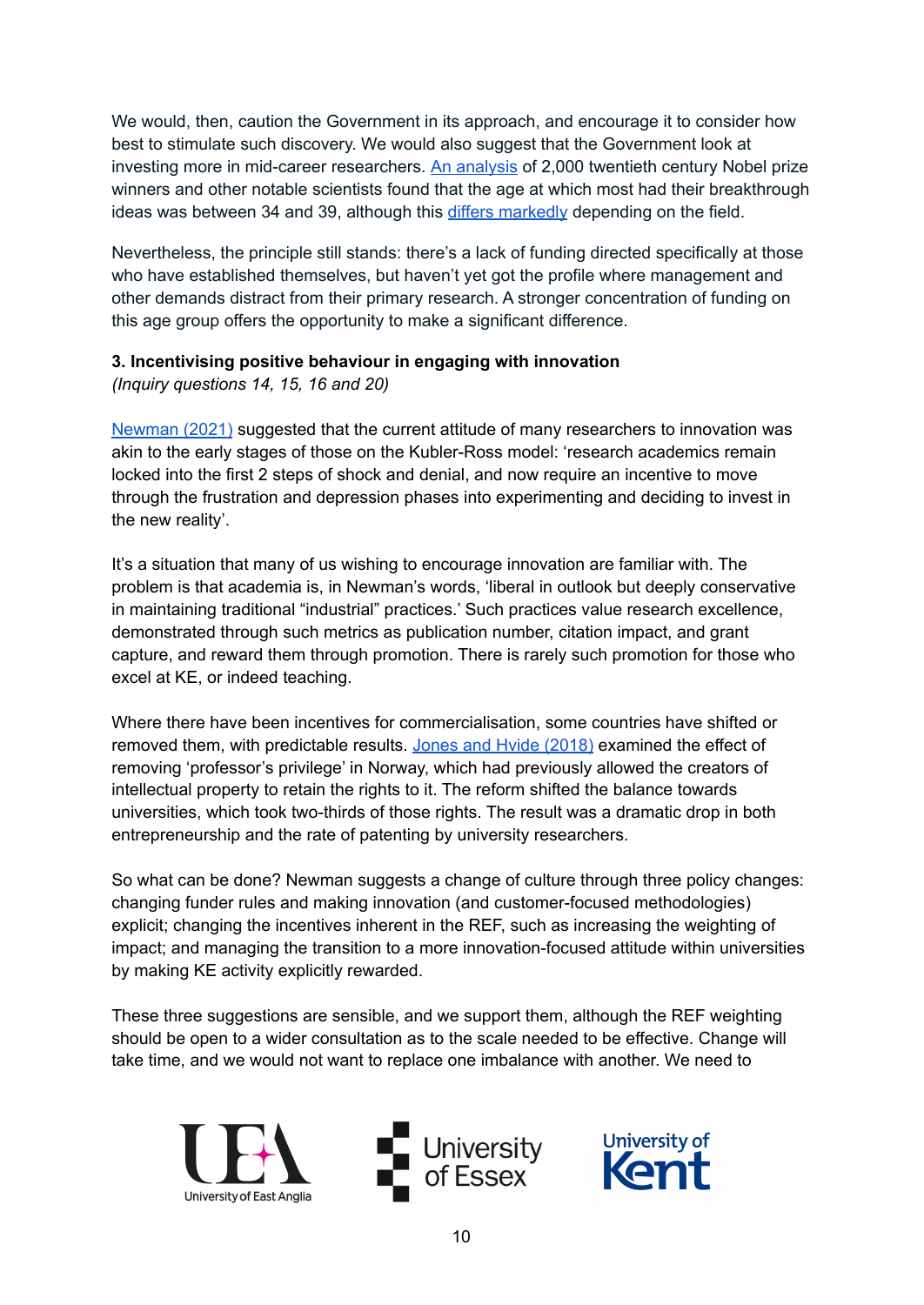We would, then, caution the Government in its approach, and encourage it to consider how best to stimulate such discovery. We would also suggest that the Government look at investing more in mid-career researchers. [An analysis]() of 2,000 twentieth century Nobel prize winners and other notable scientists found that the age at which most had their breakthrough ideas was between 34 and 39, although this [differs markedly]() depending on the field.

Nevertheless, the principle still stands: there's a lack of funding directed specifically at those who have established themselves, but haven't yet got the profile where management and other demands distract from their primary research. A stronger concentration of funding on this age group offers the opportunity to make a significant difference.

**3. Incentivising positive behaviour in engaging with innovation**
*(Inquiry questions 14, 15, 16 and 20)*

[Newman (2021)]() suggested that the current attitude of many researchers to innovation was akin to the early stages of those on the Kubler-Ross model: 'research academics remain locked into the first 2 steps of shock and denial, and now require an incentive to move through the frustration and depression phases into experimenting and deciding to invest in the new reality'.

It's a situation that many of us wishing to encourage innovation are familiar with. The problem is that academia is, in Newman's words, 'liberal in outlook but deeply conservative in maintaining traditional "industrial" practices.' Such practices value research excellence, demonstrated through such metrics as publication number, citation impact, and grant capture, and reward them through promotion. There is rarely such promotion for those who excel at KE, or indeed teaching.

Where there have been incentives for commercialisation, some countries have shifted or removed them, with predictable results. [Jones and Hvide (2018)]() examined the effect of removing 'professor's privilege' in Norway, which had previously allowed the creators of intellectual property to retain the rights to it. The reform shifted the balance towards universities, which took two-thirds of those rights. The result was a dramatic drop in both entrepreneurship and the rate of patenting by university researchers.

So what can be done? Newman suggests a change of culture through three policy changes: changing funder rules and making innovation (and customer-focused methodologies) explicit; changing the incentives inherent in the REF, such as increasing the weighting of impact; and managing the transition to a more innovation-focused attitude within universities by making KE activity explicitly rewarded.

These three suggestions are sensible, and we support them, although the REF weighting should be open to a wider consultation as to the scale needed to be effective. Change will take time, and we would not want to replace one imbalance with another. We need to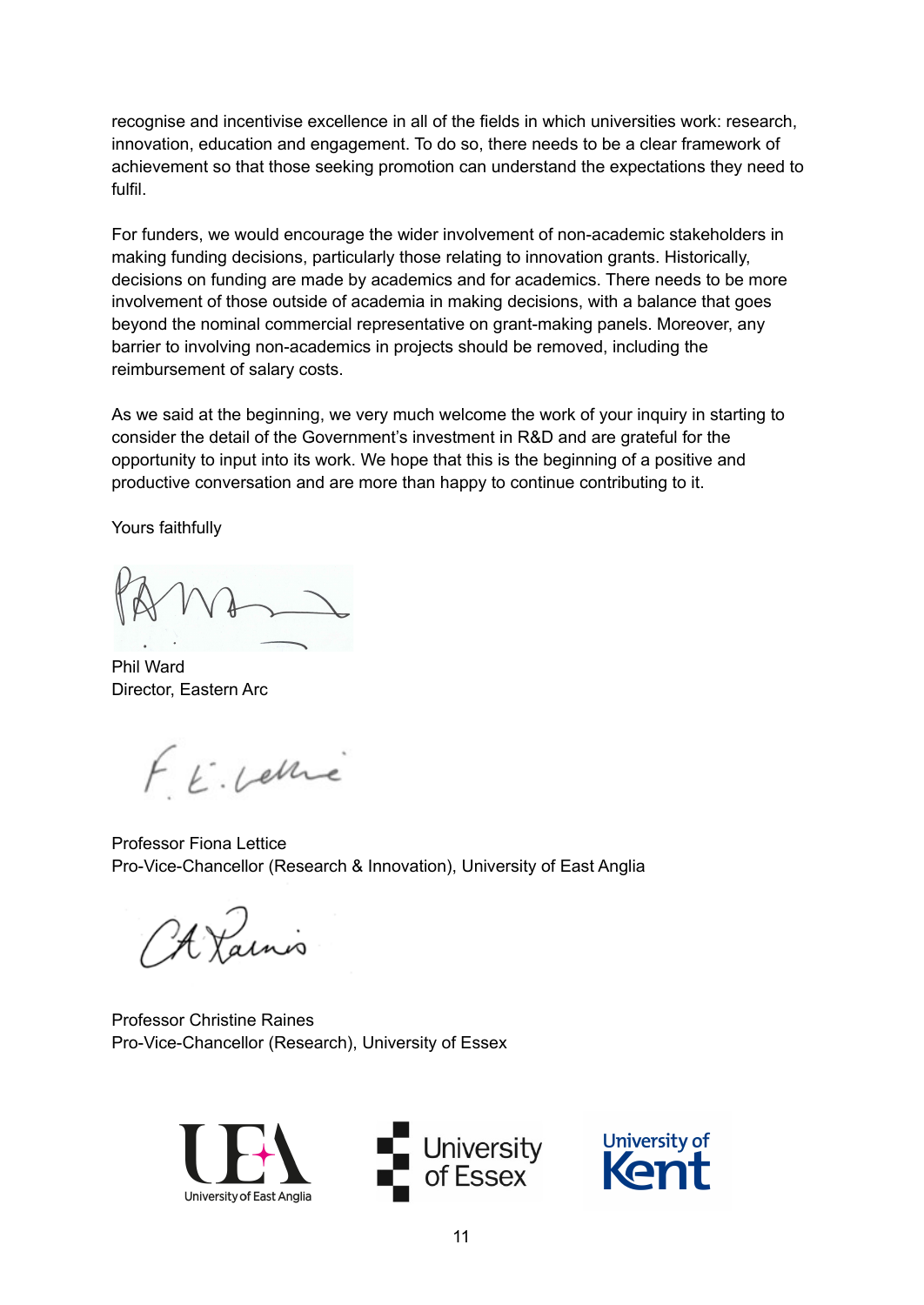recognise and incentivise excellence in all of the fields in which universities work: research, innovation, education and engagement. To do so, there needs to be a clear framework of achievement so that those seeking promotion can understand the expectations they need to fulfil.

For funders, we would encourage the wider involvement of non-academic stakeholders in making funding decisions, particularly those relating to innovation grants. Historically, decisions on funding are made by academics and for academics. There needs to be more involvement of those outside of academia in making decisions, with a balance that goes beyond the nominal commercial representative on grant-making panels. Moreover, any barrier to involving non-academics in projects should be removed, including the reimbursement of salary costs.

As we said at the beginning, we very much welcome the work of your inquiry in starting to consider the detail of the Government's investment in R&D and are grateful for the opportunity to input into its work. We hope that this is the beginning of a positive and productive conversation and are more than happy to continue contributing to it.

Yours faithfully

Phil Ward
Director, Eastern Arc

Professor Fiona Lettice
Pro-Vice-Chancellor (Research & Innovation), University of East Anglia

Professor Christine Raines
Pro-Vice-Chancellor (Research), University of Essex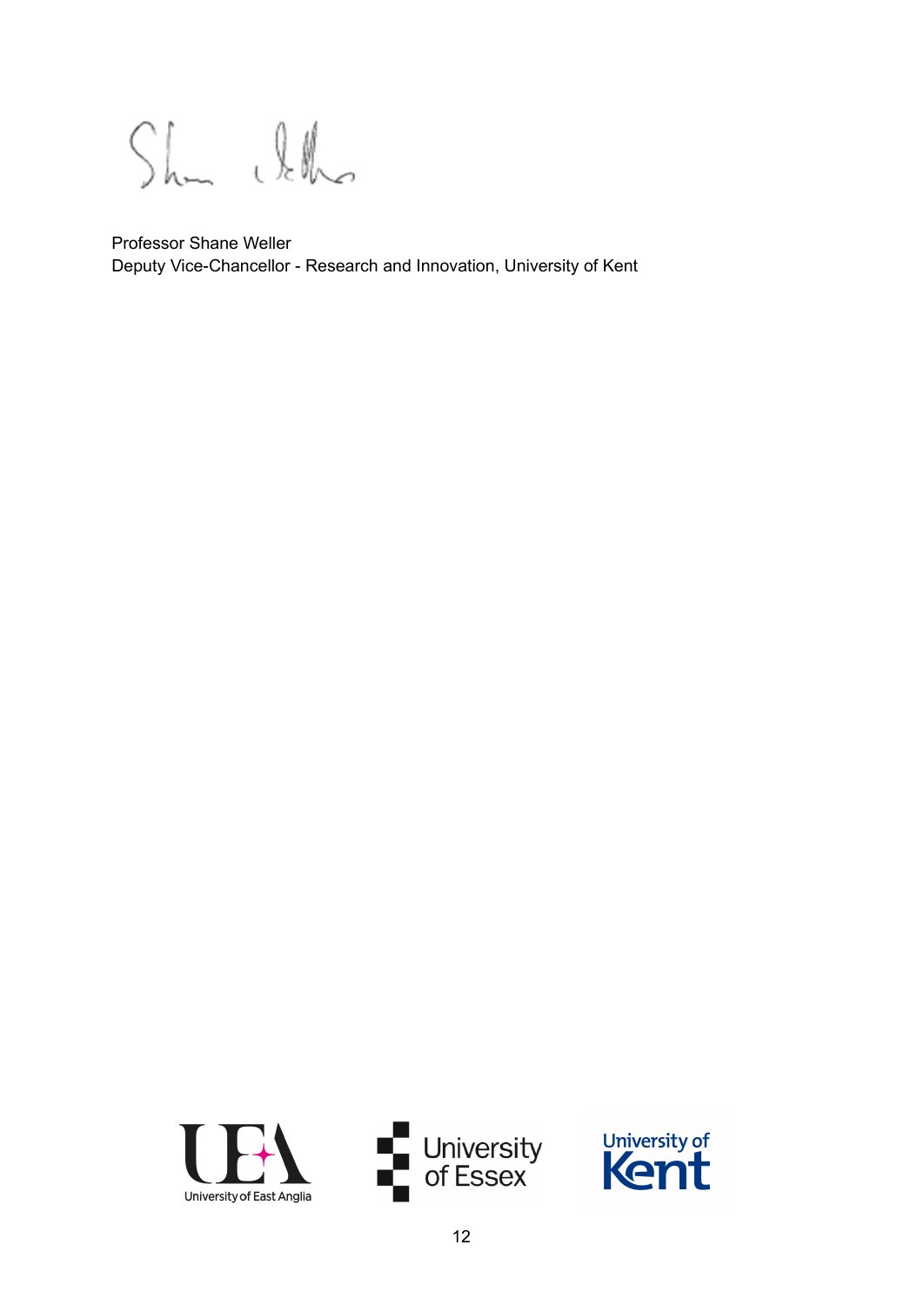Professor Shane Weller
Deputy Vice-Chancellor - Research and Innovation, University of Kent